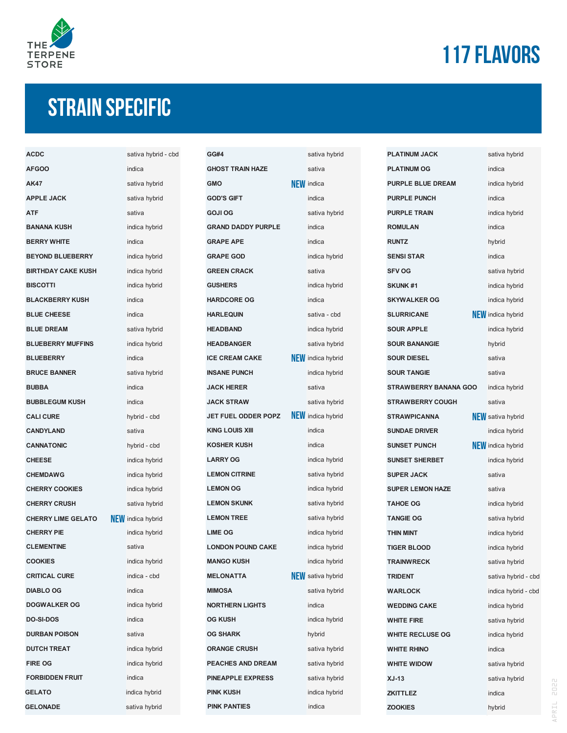THE TERPENE STORE

# 117 FLAVORS

## STRAIN SPECIFIC

| Strain | Type |
|---|---|
| **ACDC** | sativa hybrid - cbd |
| **AFGOO** | indica |
| **AK47** | sativa hybrid |
| **APPLE JACK** | sativa hybrid |
| **ATF** | sativa |
| **BANANA KUSH** | indica hybrid |
| **BERRY WHITE** | indica |
| **BEYOND BLUEBERRY** | indica hybrid |
| **BIRTHDAY CAKE KUSH** | indica hybrid |
| **BISCOTTI** | indica hybrid |
| **BLACKBERRY KUSH** | indica |
| **BLUE CHEESE** | indica |
| **BLUE DREAM** | sativa hybrid |
| **BLUEBERRY MUFFINS** | indica hybrid |
| **BLUEBERRY** | indica |
| **BRUCE BANNER** | sativa hybrid |
| **BUBBA** | indica |
| **BUBBLEGUM KUSH** | indica |
| **CALI CURE** | hybrid - cbd |
| **CANDYLAND** | sativa |
| **CANNATONIC** | hybrid - cbd |
| **CHEESE** | indica hybrid |
| **CHEMDAWG** | indica hybrid |
| **CHERRY COOKIES** | indica hybrid |
| **CHERRY CRUSH** | sativa hybrid |
| **CHERRY LIME GELATO** NEW | indica hybrid |
| **CHERRY PIE** | indica hybrid |
| **CLEMENTINE** | sativa |
| **COOKIES** | indica hybrid |
| **CRITICAL CURE** | indica - cbd |
| **DIABLO OG** | indica |
| **DOGWALKER OG** | indica hybrid |
| **DO-SI-DOS** | indica |
| **DURBAN POISON** | sativa |
| **DUTCH TREAT** | indica hybrid |
| **FIRE OG** | indica hybrid |
| **FORBIDDEN FRUIT** | indica |
| **GELATO** | indica hybrid |
| **GELONADE** | sativa hybrid |
| **GG#4** | sativa hybrid |
| **GHOST TRAIN HAZE** | sativa |
| **GMO** NEW | indica |
| **GOD'S GIFT** | indica |
| **GOJI OG** | sativa hybrid |
| **GRAND DADDY PURPLE** | indica |
| **GRAPE APE** | indica |
| **GRAPE GOD** | indica hybrid |
| **GREEN CRACK** | sativa |
| **GUSHERS** | indica hybrid |
| **HARDCORE OG** | indica |
| **HARLEQUIN** | sativa - cbd |
| **HEADBAND** | indica hybrid |
| **HEADBANGER** | sativa hybrid |
| **ICE CREAM CAKE** NEW | indica hybrid |
| **INSANE PUNCH** | indica hybrid |
| **JACK HERER** | sativa |
| **JACK STRAW** | sativa hybrid |
| **JET FUEL ODDER POPZ** NEW | indica hybrid |
| **KING LOUIS XIII** | indica |
| **KOSHER KUSH** | indica |
| **LARRY OG** | indica hybrid |
| **LEMON CITRINE** | sativa hybrid |
| **LEMON OG** | indica hybrid |
| **LEMON SKUNK** | sativa hybrid |
| **LEMON TREE** | sativa hybrid |
| **LIME OG** | indica hybrid |
| **LONDON POUND CAKE** | indica hybrid |
| **MANGO KUSH** | indica hybrid |
| **MELONATTA** NEW | sativa hybrid |
| **MIMOSA** | sativa hybrid |
| **NORTHERN LIGHTS** | indica |
| **OG KUSH** | indica hybrid |
| **OG SHARK** | hybrid |
| **ORANGE CRUSH** | sativa hybrid |
| **PEACHES AND DREAM** | sativa hybrid |
| **PINEAPPLE EXPRESS** | sativa hybrid |
| **PINK KUSH** | indica hybrid |
| **PINK PANTIES** | indica |
| **PLATINUM JACK** | sativa hybrid |
| **PLATINUM OG** | indica |
| **PURPLE BLUE DREAM** | indica hybrid |
| **PURPLE PUNCH** | indica |
| **PURPLE TRAIN** | indica hybrid |
| **ROMULAN** | indica |
| **RUNTZ** | hybrid |
| **SENSI STAR** | indica |
| **SFV OG** | sativa hybrid |
| **SKUNK #1** | indica hybrid |
| **SKYWALKER OG** | indica hybrid |
| **SLURRICANE** NEW | indica hybrid |
| **SOUR APPLE** | indica hybrid |
| **SOUR BANANGIE** | hybrid |
| **SOUR DIESEL** | sativa |
| **SOUR TANGIE** | sativa |
| **STRAWBERRY BANANA GOO** | indica hybrid |
| **STRAWBERRY COUGH** | sativa |
| **STRAWPICANNA** NEW | sativa hybrid |
| **SUNDAE DRIVER** | indica hybrid |
| **SUNSET PUNCH** NEW | indica hybrid |
| **SUNSET SHERBET** | indica hybrid |
| **SUPER JACK** | sativa |
| **SUPER LEMON HAZE** | sativa |
| **TAHOE OG** | indica hybrid |
| **TANGIE OG** | sativa hybrid |
| **THIN MINT** | indica hybrid |
| **TIGER BLOOD** | indica hybrid |
| **TRAINWRECK** | sativa hybrid |
| **TRIDENT** | sativa hybrid - cbd |
| **WARLOCK** | indica hybrid - cbd |
| **WEDDING CAKE** | indica hybrid |
| **WHITE FIRE** | sativa hybrid |
| **WHITE RECLUSE OG** | indica hybrid |
| **WHITE RHINO** | indica |
| **WHITE WIDOW** | sativa hybrid |
| **XJ-13** | sativa hybrid |
| **ZKITTLEZ** | indica |
| **ZOOKIES** | hybrid |

APRIL 2022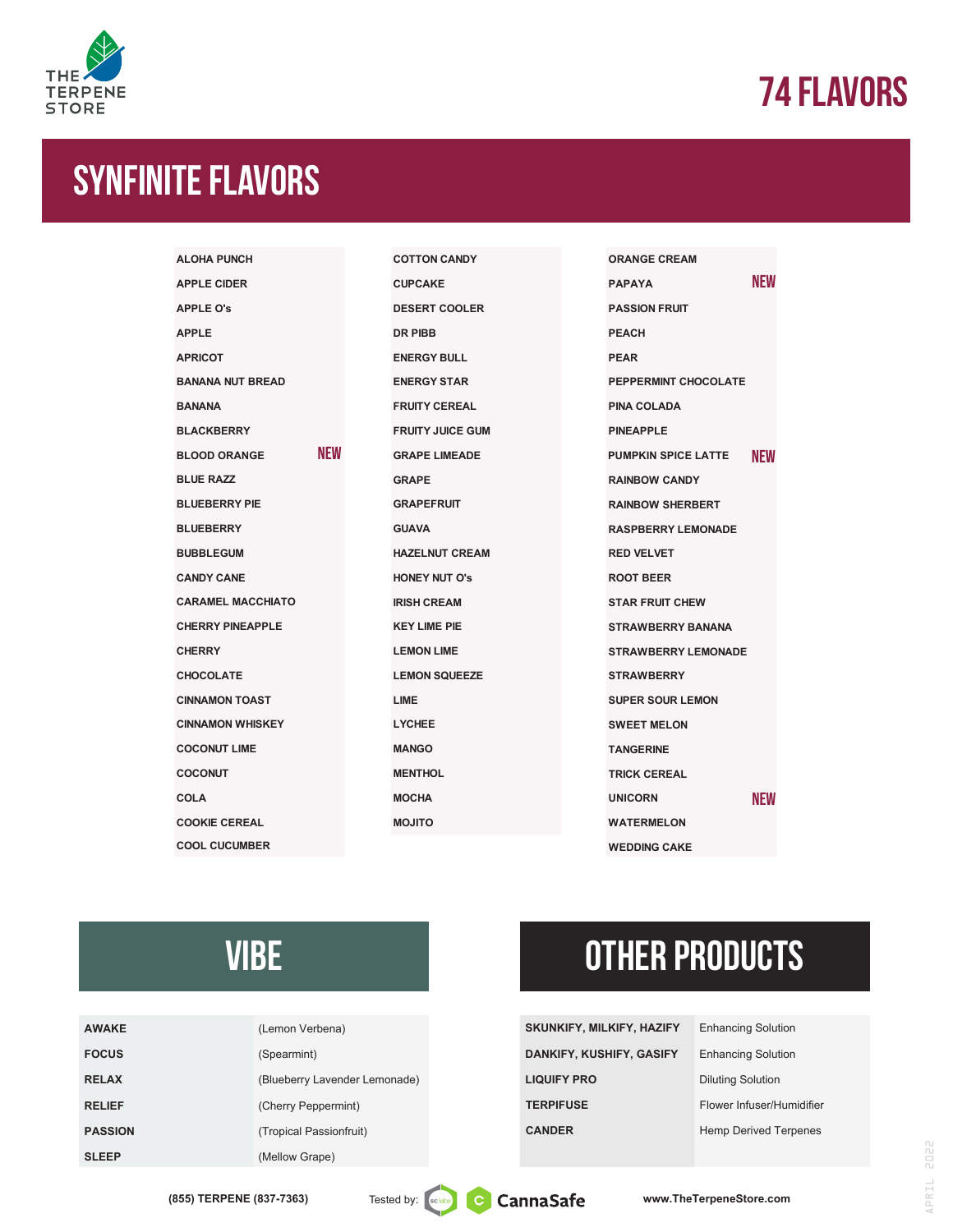THE TERPENE STORE

# 74 FLAVORS

## SYNFINITE FLAVORS

- ALOHA PUNCH
- APPLE CIDER
- APPLE O's
- APPLE
- APRICOT
- BANANA NUT BREAD
- BANANA
- BLACKBERRY
- BLOOD ORANGE — NEW
- BLUE RAZZ
- BLUEBERRY PIE
- BLUEBERRY
- BUBBLEGUM
- CANDY CANE
- CARAMEL MACCHIATO
- CHERRY PINEAPPLE
- CHERRY
- CHOCOLATE
- CINNAMON TOAST
- CINNAMON WHISKEY
- COCONUT LIME
- COCONUT
- COLA
- COOKIE CEREAL
- COOL CUCUMBER
- COTTON CANDY
- CUPCAKE
- DESERT COOLER
- DR PIBB
- ENERGY BULL
- ENERGY STAR
- FRUITY CEREAL
- FRUITY JUICE GUM
- GRAPE LIMEADE
- GRAPE
- GRAPEFRUIT
- GUAVA
- HAZELNUT CREAM
- HONEY NUT O's
- IRISH CREAM
- KEY LIME PIE
- LEMON LIME
- LEMON SQUEEZE
- LIME
- LYCHEE
- MANGO
- MENTHOL
- MOCHA
- MOJITO
- ORANGE CREAM
- PAPAYA — NEW
- PASSION FRUIT
- PEACH
- PEAR
- PEPPERMINT CHOCOLATE
- PINA COLADA
- PINEAPPLE
- PUMPKIN SPICE LATTE — NEW
- RAINBOW CANDY
- RAINBOW SHERBERT
- RASPBERRY LEMONADE
- RED VELVET
- ROOT BEER
- STAR FRUIT CHEW
- STRAWBERRY BANANA
- STRAWBERRY LEMONADE
- STRAWBERRY
- SUPER SOUR LEMON
- SWEET MELON
- TANGERINE
- TRICK CEREAL
- UNICORN — NEW
- WATERMELON
- WEDDING CAKE

## VIBE

| | |
|---|---|
| **AWAKE** | (Lemon Verbena) |
| **FOCUS** | (Spearmint) |
| **RELAX** | (Blueberry Lavender Lemonade) |
| **RELIEF** | (Cherry Peppermint) |
| **PASSION** | (Tropical Passionfruit) |
| **SLEEP** | (Mellow Grape) |

## OTHER PRODUCTS

| | |
|---|---|
| **SKUNKIFY, MILKIFY, HAZIFY** | Enhancing Solution |
| **DANKIFY, KUSHIFY, GASIFY** | Enhancing Solution |
| **LIQUIFY PRO** | Diluting Solution |
| **TERPIFUSE** | Flower Infuser/Humidifier |
| **CANDER** | Hemp Derived Terpenes |

(855) TERPENE (837-7363) Tested by: SC Labs, CannaSafe www.TheTerpeneStore.com

APRIL 2022